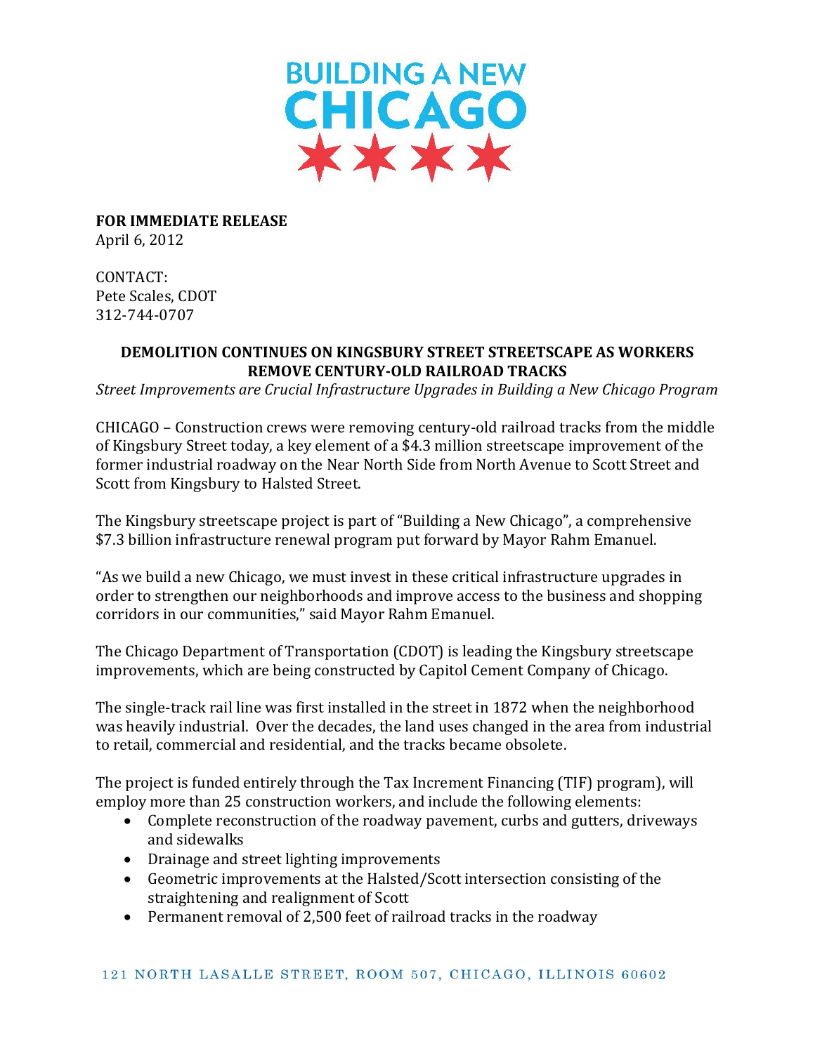# BUILDING A NEW CHICAGO

**FOR IMMEDIATE RELEASE**
April 6, 2012

CONTACT:
Pete Scales, CDOT
312-744-0707

## DEMOLITION CONTINUES ON KINGSBURY STREET STREETSCAPE AS WORKERS REMOVE CENTURY-OLD RAILROAD TRACKS

*Street Improvements are Crucial Infrastructure Upgrades in Building a New Chicago Program*

CHICAGO – Construction crews were removing century-old railroad tracks from the middle of Kingsbury Street today, a key element of a $4.3 million streetscape improvement of the former industrial roadway on the Near North Side from North Avenue to Scott Street and Scott from Kingsbury to Halsted Street.

The Kingsbury streetscape project is part of "Building a New Chicago", a comprehensive $7.3 billion infrastructure renewal program put forward by Mayor Rahm Emanuel.

"As we build a new Chicago, we must invest in these critical infrastructure upgrades in order to strengthen our neighborhoods and improve access to the business and shopping corridors in our communities," said Mayor Rahm Emanuel.

The Chicago Department of Transportation (CDOT) is leading the Kingsbury streetscape improvements, which are being constructed by Capitol Cement Company of Chicago.

The single-track rail line was first installed in the street in 1872 when the neighborhood was heavily industrial. Over the decades, the land uses changed in the area from industrial to retail, commercial and residential, and the tracks became obsolete.

The project is funded entirely through the Tax Increment Financing (TIF) program), will employ more than 25 construction workers, and include the following elements:

- Complete reconstruction of the roadway pavement, curbs and gutters, driveways and sidewalks
- Drainage and street lighting improvements
- Geometric improvements at the Halsted/Scott intersection consisting of the straightening and realignment of Scott
- Permanent removal of 2,500 feet of railroad tracks in the roadway

121 NORTH LASALLE STREET, ROOM 507, CHICAGO, ILLINOIS 60602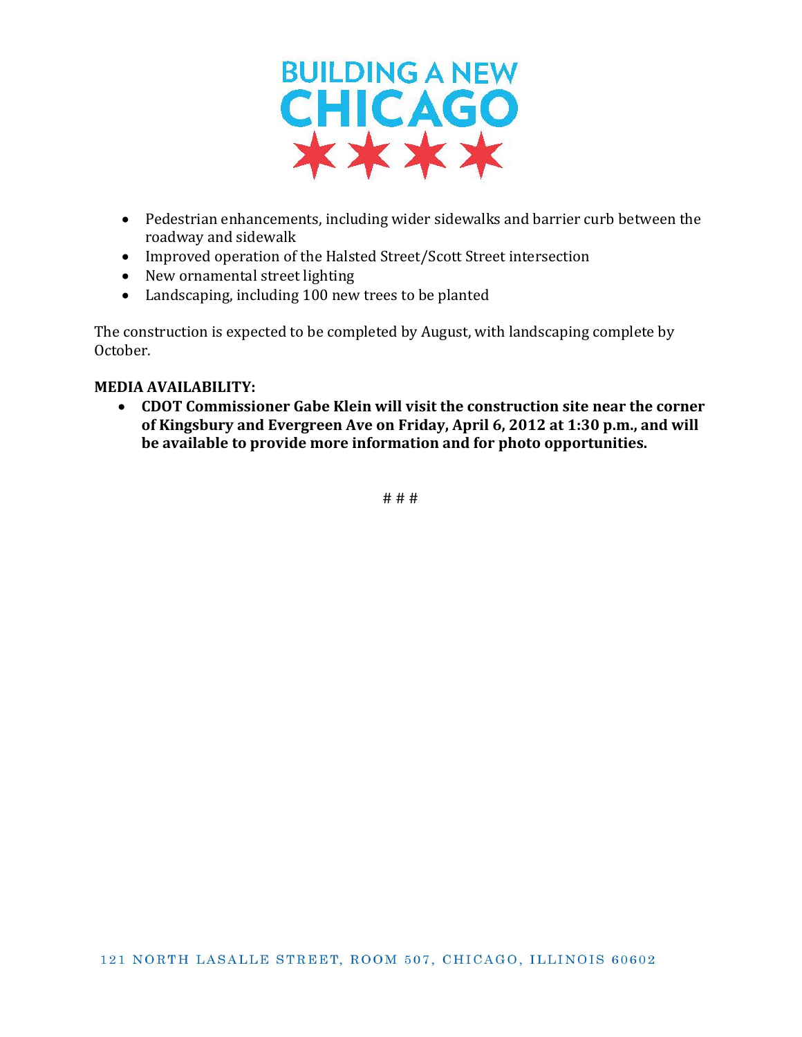- Pedestrian enhancements, including wider sidewalks and barrier curb between the roadway and sidewalk
- Improved operation of the Halsted Street/Scott Street intersection
- New ornamental street lighting
- Landscaping, including 100 new trees to be planted

The construction is expected to be completed by August, with landscaping complete by October.

**MEDIA AVAILABILITY:**

- **CDOT Commissioner Gabe Klein will visit the construction site near the corner of Kingsbury and Evergreen Ave on Friday, April 6, 2012 at 1:30 p.m., and will be available to provide more information and for photo opportunities.**

# # #